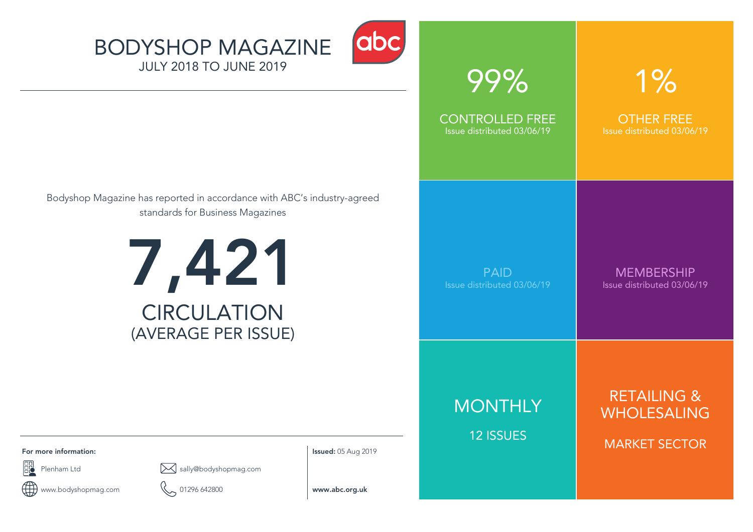# BODYSHOP MAGAZINE

JULY 2018 TO JUNE 2019

abc

Bodyshop Magazine has reported in accordance with ABC's industry-agreed standards for Business Magazines

## 7,421

CIRCULATION
(AVERAGE PER ISSUE)

**99%**
CONTROLLED FREE
Issue distributed 03/06/19

**1%**
OTHER FREE
Issue distributed 03/06/19

PAID
Issue distributed 03/06/19

MEMBERSHIP
Issue distributed 03/06/19

MONTHLY
12 ISSUES

RETAILING & WHOLESALING
MARKET SECTOR

**For more information:**

Plenham Ltd

sally@bodyshopmag.com

www.bodyshopmag.com

01296 642800

**Issued:** 05 Aug 2019

**www.abc.org.uk**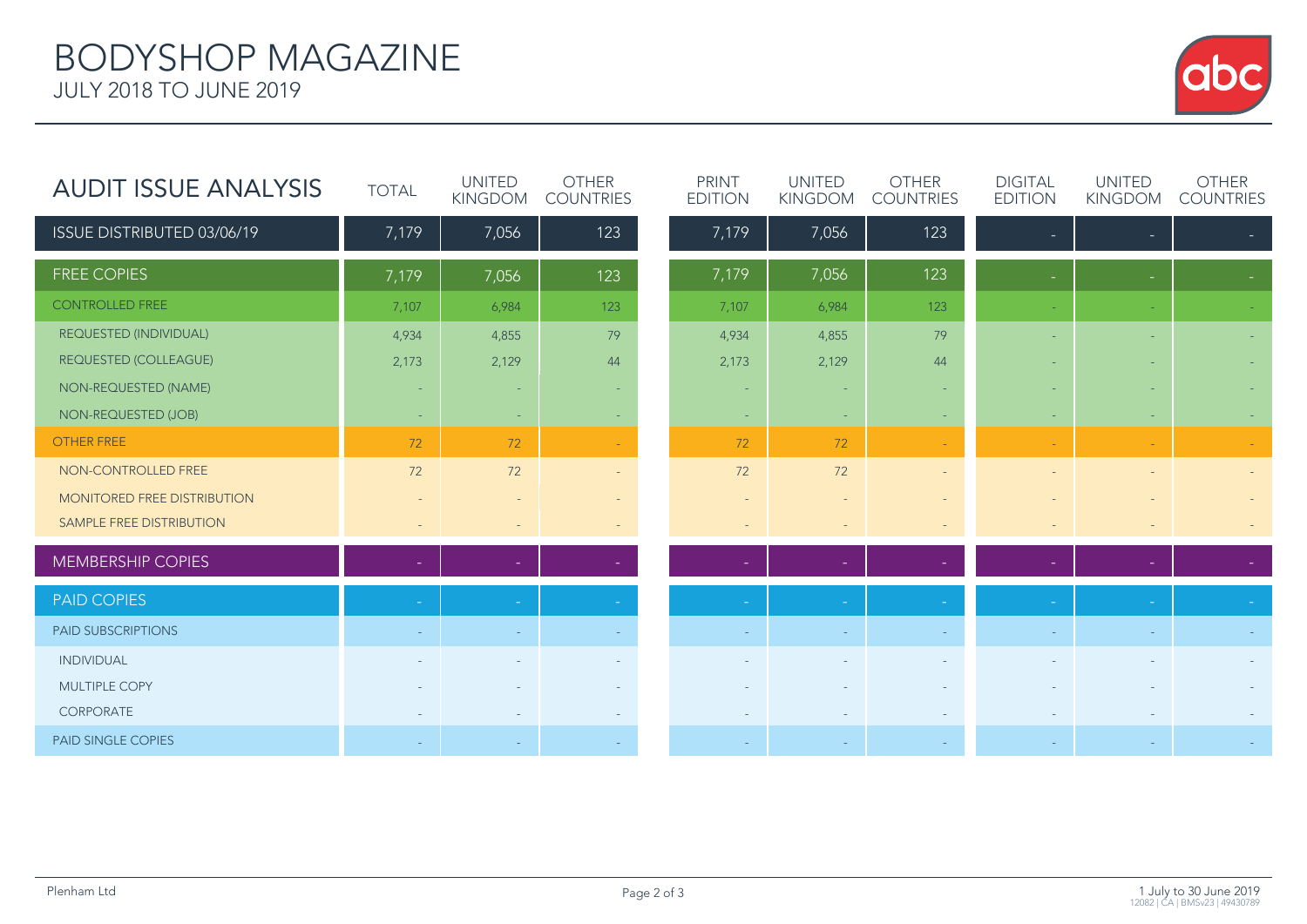# BODYSHOP MAGAZINE

JULY 2018 TO JUNE 2019

| AUDIT ISSUE ANALYSIS | TOTAL | UNITED KINGDOM | OTHER COUNTRIES | PRINT EDITION | UNITED KINGDOM | OTHER COUNTRIES | DIGITAL EDITION | UNITED KINGDOM | OTHER COUNTRIES |
|---|---|---|---|---|---|---|---|---|---|
| ISSUE DISTRIBUTED 03/06/19 | 7,179 | 7,056 | 123 | 7,179 | 7,056 | 123 | - | - | - |
| FREE COPIES | 7,179 | 7,056 | 123 | 7,179 | 7,056 | 123 | - | - | - |
| CONTROLLED FREE | 7,107 | 6,984 | 123 | 7,107 | 6,984 | 123 | - | - | - |
| REQUESTED (INDIVIDUAL) | 4,934 | 4,855 | 79 | 4,934 | 4,855 | 79 | - | - | - |
| REQUESTED (COLLEAGUE) | 2,173 | 2,129 | 44 | 2,173 | 2,129 | 44 | - | - | - |
| NON-REQUESTED (NAME) | - | - | - | - | - | - | - | - | - |
| NON-REQUESTED (JOB) | - | - | - | - | - | - | - | - | - |
| OTHER FREE | 72 | 72 | - | 72 | 72 | - | - | - | - |
| NON-CONTROLLED FREE | 72 | 72 | - | 72 | 72 | - | - | - | - |
| MONITORED FREE DISTRIBUTION | - | - | - | - | - | - | - | - | - |
| SAMPLE FREE DISTRIBUTION | - | - | - | - | - | - | - | - | - |
| MEMBERSHIP COPIES | - | - | - | - | - | - | - | - | - |
| PAID COPIES | - | - | - | - | - | - | - | - | - |
| PAID SUBSCRIPTIONS | - | - | - | - | - | - | - | - | - |
| INDIVIDUAL | - | - | - | - | - | - | - | - | - |
| MULTIPLE COPY | - | - | - | - | - | - | - | - | - |
| CORPORATE | - | - | - | - | - | - | - | - | - |
| PAID SINGLE COPIES | - | - | - | - | - | - | - | - | - |

Plenham Ltd

1 July to 30 June 2019
12082 | CA | BMSv23 | 49430789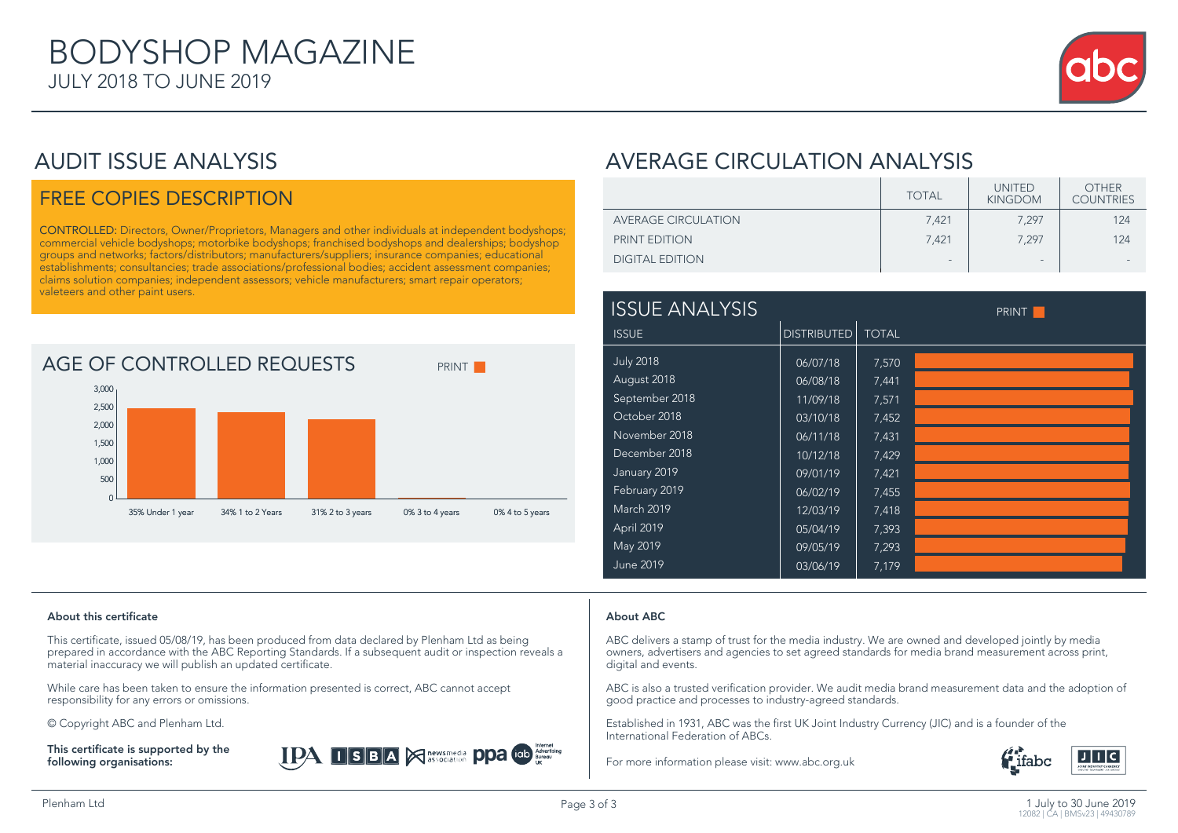# BODYSHOP MAGAZINE
JULY 2018 TO JUNE 2019

## AUDIT ISSUE ANALYSIS

### FREE COPIES DESCRIPTION

CONTROLLED: Directors, Owner/Proprietors, Managers and other individuals at independent bodyshops; commercial vehicle bodyshops; motorbike bodyshops; franchised bodyshops and dealerships; bodyshop groups and networks; factors/distributors; manufacturers/suppliers; insurance companies; educational establishments; consultancies; trade associations/professional bodies; accident assessment companies; claims solution companies; independent assessors; vehicle manufacturers; smart repair operators; valeteers and other paint users.

### AGE OF CONTROLLED REQUESTS

PRINT

3,000
2,500
2,000
1,500
1,000
500
0

35% Under 1 year
34% 1 to 2 Years
31% 2 to 3 years
0% 3 to 4 years
0% 4 to 5 years

## AVERAGE CIRCULATION ANALYSIS

| | TOTAL | UNITED KINGDOM | OTHER COUNTRIES |
|---|---|---|---|
| AVERAGE CIRCULATION | 7,421 | 7,297 | 124 |
| PRINT EDITION | 7,421 | 7,297 | 124 |
| DIGITAL EDITION | - | - | - |

### ISSUE ANALYSIS

| ISSUE | DISTRIBUTED | TOTAL |
|---|---|---|
| July 2018 | 06/07/18 | 7,570 |
| August 2018 | 06/08/18 | 7,441 |
| September 2018 | 11/09/18 | 7,571 |
| October 2018 | 03/10/18 | 7,452 |
| November 2018 | 06/11/18 | 7,431 |
| December 2018 | 10/12/18 | 7,429 |
| January 2019 | 09/01/19 | 7,421 |
| February 2019 | 06/02/19 | 7,455 |
| March 2019 | 12/03/19 | 7,418 |
| April 2019 | 05/04/19 | 7,393 |
| May 2019 | 09/05/19 | 7,293 |
| June 2019 | 03/06/19 | 7,179 |

PRINT

**About this certificate**

This certificate, issued 05/08/19, has been produced from data declared by Plenham Ltd as being prepared in accordance with the ABC Reporting Standards. If a subsequent audit or inspection reveals a material inaccuracy we will publish an updated certificate.

While care has been taken to ensure the information presented is correct, ABC cannot accept responsibility for any errors or omissions.

© Copyright ABC and Plenham Ltd.

**This certificate is supported by the following organisations:**

**About ABC**

ABC delivers a stamp of trust for the media industry. We are owned and developed jointly by media owners, advertisers and agencies to set agreed standards for media brand measurement across print, digital and events.

ABC is also a trusted verification provider. We audit media brand measurement data and the adoption of good practice and processes to industry-agreed standards.

Established in 1931, ABC was the first UK Joint Industry Currency (JIC) and is a founder of the International Federation of ABCs.

For more information please visit: www.abc.org.uk

Plenham Ltd

1 July to 30 June 2019
12082 | CA | BMSv23 | 49430789